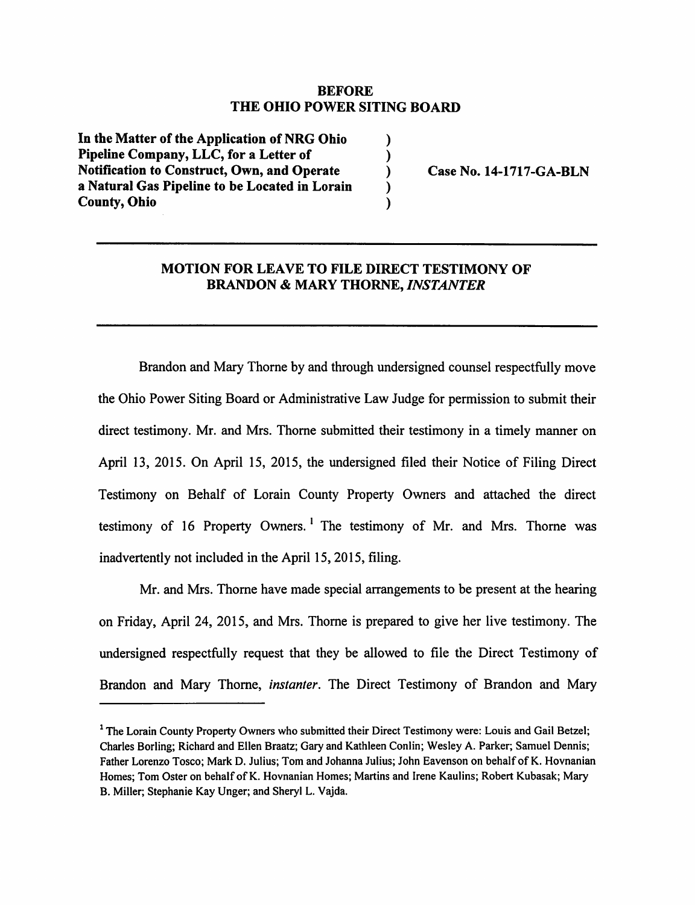**BEFORE**
**THE OHIO POWER SITING BOARD**

| | | |
|---|---|---|
| **In the Matter of the Application of NRG Ohio Pipeline Company, LLC, for a Letter of Notification to Construct, Own, and Operate a Natural Gas Pipeline to be Located in Lorain County, Ohio** | ) ) ) ) ) | **Case No. 14-1717-GA-BLN** |

---

## MOTION FOR LEAVE TO FILE DIRECT TESTIMONY OF BRANDON & MARY THORNE, *INSTANTER*

---

Brandon and Mary Thorne by and through undersigned counsel respectfully move the Ohio Power Siting Board or Administrative Law Judge for permission to submit their direct testimony. Mr. and Mrs. Thorne submitted their testimony in a timely manner on April 13, 2015. On April 15, 2015, the undersigned filed their Notice of Filing Direct Testimony on Behalf of Lorain County Property Owners and attached the direct testimony of 16 Property Owners.[1] The testimony of Mr. and Mrs. Thorne was inadvertently not included in the April 15, 2015, filing.

Mr. and Mrs. Thorne have made special arrangements to be present at the hearing on Friday, April 24, 2015, and Mrs. Thorne is prepared to give her live testimony. The undersigned respectfully request that they be allowed to file the Direct Testimony of Brandon and Mary Thorne, *instanter*. The Direct Testimony of Brandon and Mary

---

[1] The Lorain County Property Owners who submitted their Direct Testimony were: Louis and Gail Betzel; Charles Borling; Richard and Ellen Braatz; Gary and Kathleen Conlin; Wesley A. Parker; Samuel Dennis; Father Lorenzo Tosco; Mark D. Julius; Tom and Johanna Julius; John Eavenson on behalf of K. Hovnanian Homes; Tom Oster on behalf of K. Hovnanian Homes; Martins and Irene Kaulins; Robert Kubasak; Mary B. Miller; Stephanie Kay Unger; and Sheryl L. Vajda.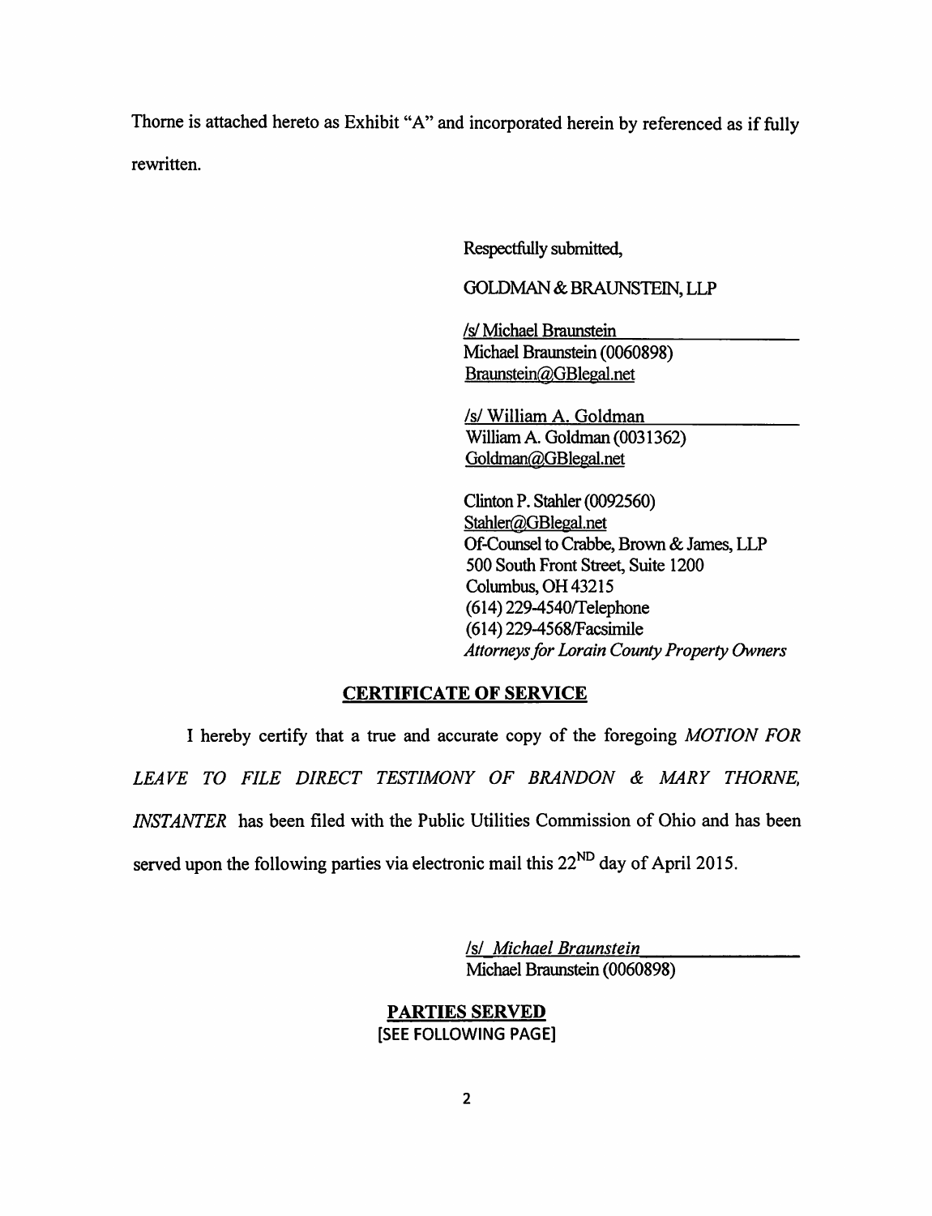Thorne is attached hereto as Exhibit "A" and incorporated herein by referenced as if fully rewritten.

Respectfully submitted,

GOLDMAN & BRAUNSTEIN, LLP

/s/ Michael Braunstein
Michael Braunstein (0060898)
Braunstein@GBlegal.net

/s/ William A. Goldman
William A. Goldman (0031362)
Goldman@GBlegal.net

Clinton P. Stahler (0092560)
Stahler@GBlegal.net
Of-Counsel to Crabbe, Brown & James, LLP
500 South Front Street, Suite 1200
Columbus, OH 43215
(614) 229-4540/Telephone
(614) 229-4568/Facsimile
*Attorneys for Lorain County Property Owners*

## CERTIFICATE OF SERVICE

I hereby certify that a true and accurate copy of the foregoing *MOTION FOR LEAVE TO FILE DIRECT TESTIMONY OF BRANDON & MARY THORNE, INSTANTER* has been filed with the Public Utilities Commission of Ohio and has been served upon the following parties via electronic mail this 22ND day of April 2015.

*/s/ Michael Braunstein*
Michael Braunstein (0060898)

**PARTIES SERVED**
[SEE FOLLOWING PAGE]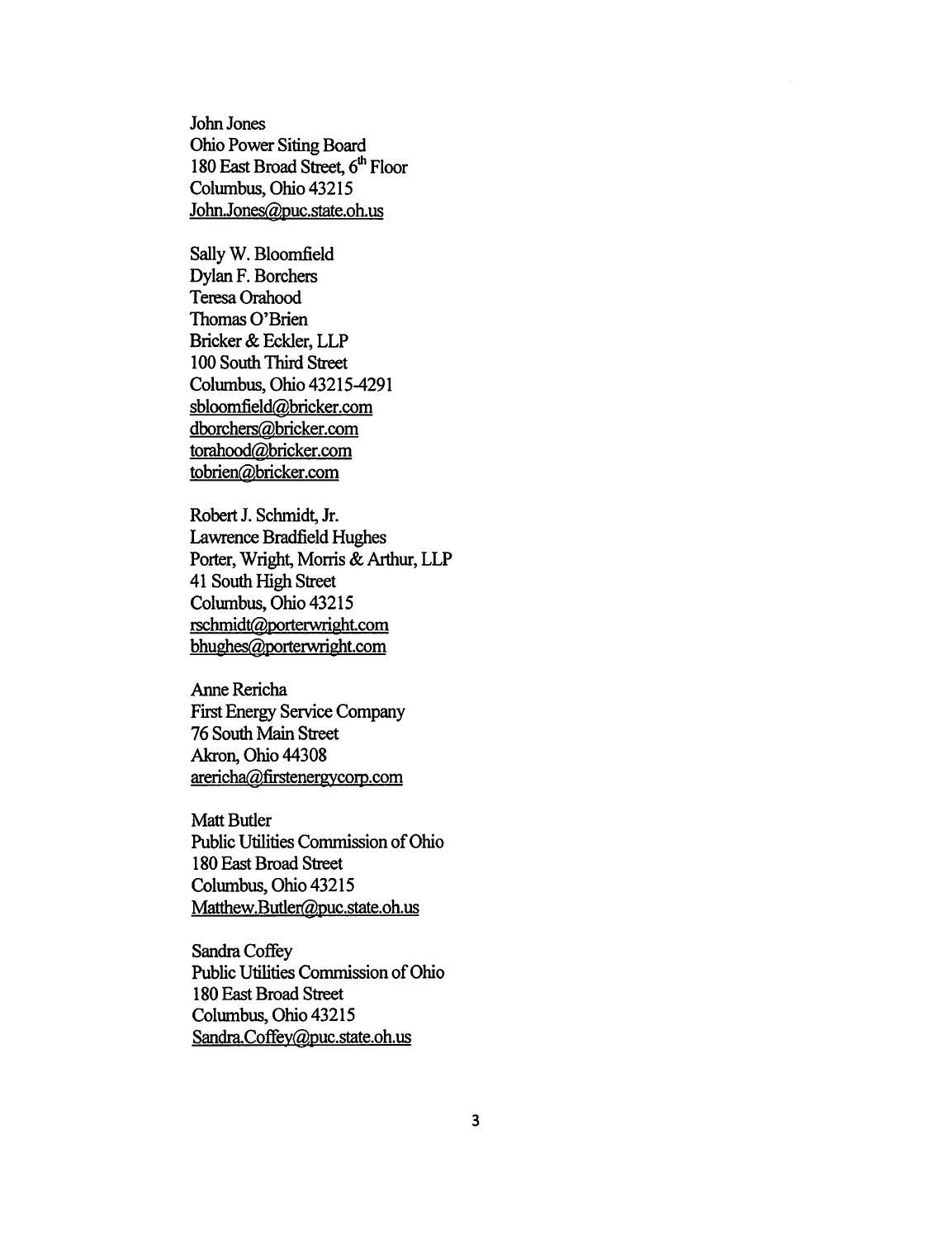John Jones
Ohio Power Siting Board
180 East Broad Street, 6th Floor
Columbus, Ohio 43215
John.Jones@puc.state.oh.us

Sally W. Bloomfield
Dylan F. Borchers
Teresa Orahood
Thomas O'Brien
Bricker & Eckler, LLP
100 South Third Street
Columbus, Ohio 43215-4291
sbloomfield@bricker.com
dborchers@bricker.com
torahood@bricker.com
tobrien@bricker.com

Robert J. Schmidt, Jr.
Lawrence Bradfield Hughes
Porter, Wright, Morris & Arthur, LLP
41 South High Street
Columbus, Ohio 43215
rschmidt@porterwright.com
bhughes@porterwright.com

Anne Rericha
First Energy Service Company
76 South Main Street
Akron, Ohio 44308
arericha@firstenergycorp.com

Matt Butler
Public Utilities Commission of Ohio
180 East Broad Street
Columbus, Ohio 43215
Matthew.Butler@puc.state.oh.us

Sandra Coffey
Public Utilities Commission of Ohio
180 East Broad Street
Columbus, Ohio 43215
Sandra.Coffey@puc.state.oh.us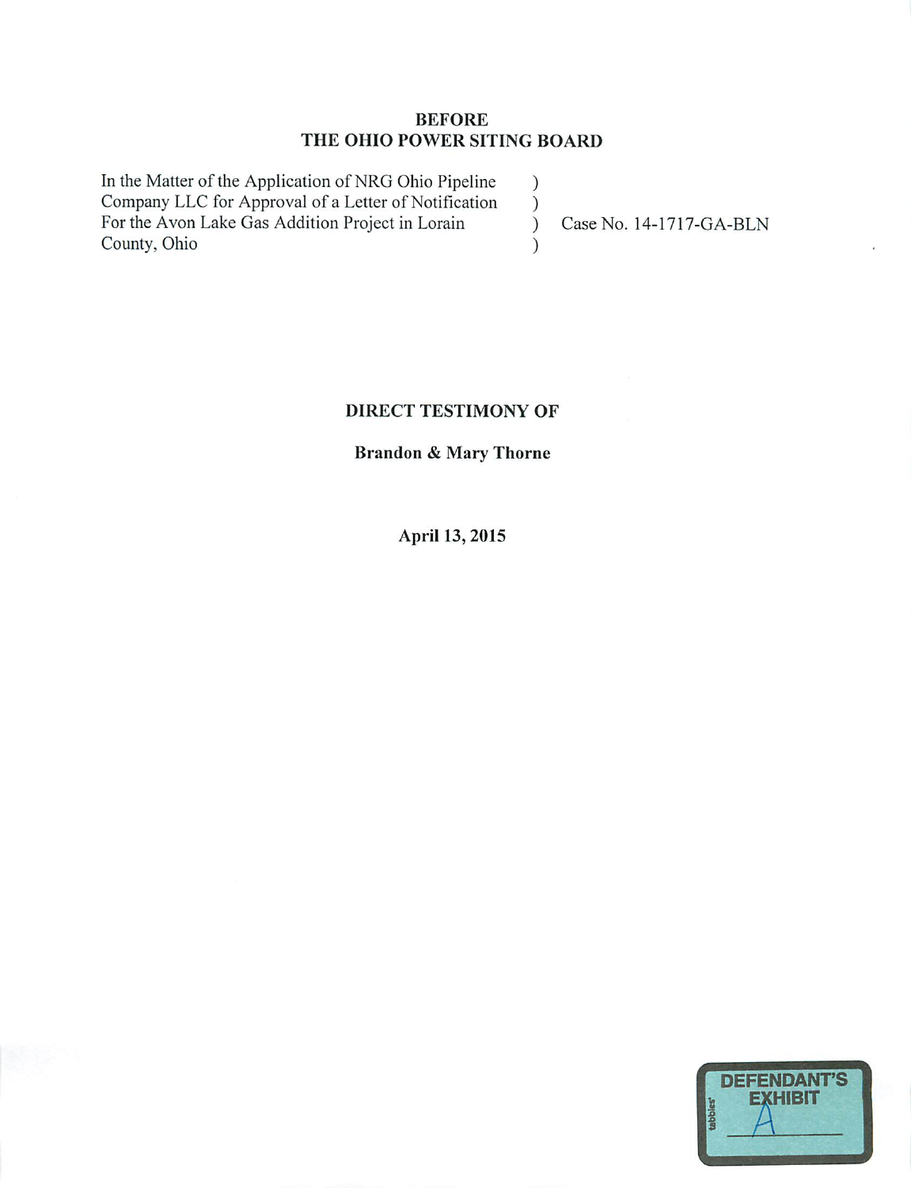**BEFORE**
**THE OHIO POWER SITING BOARD**

| | | |
|---|---|---|
| In the Matter of the Application of NRG Ohio Pipeline Company LLC for Approval of a Letter of Notification For the Avon Lake Gas Addition Project in Lorain County, Ohio | ) ) ) ) | Case No. 14-1717-GA-BLN |

**DIRECT TESTIMONY OF**

**Brandon & Mary Thorne**

**April 13, 2015**

DEFENDANT'S EXHIBIT A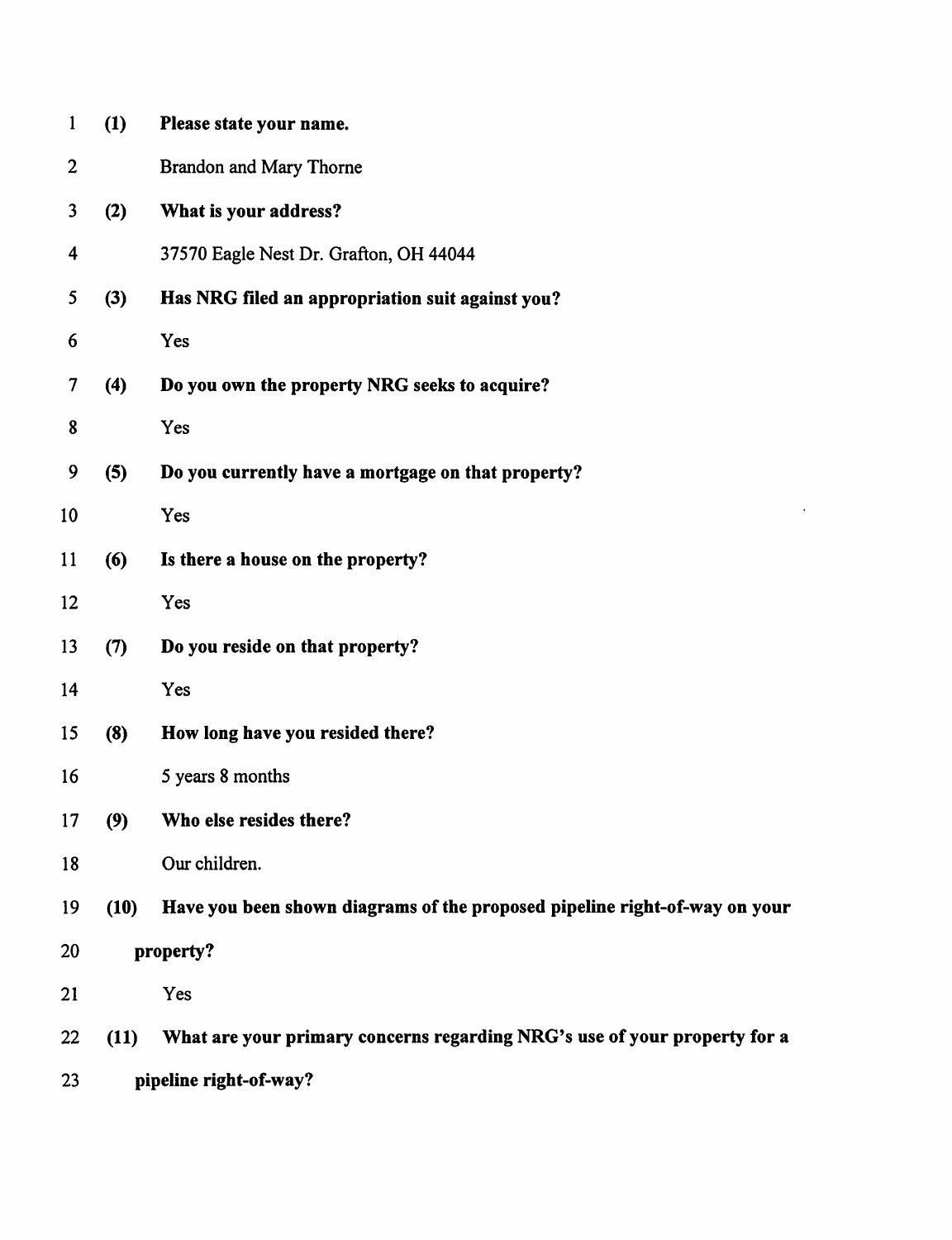**(1) Please state your name.**

Brandon and Mary Thorne

**(2) What is your address?**

37570 Eagle Nest Dr. Grafton, OH 44044

**(3) Has NRG filed an appropriation suit against you?**

Yes

**(4) Do you own the property NRG seeks to acquire?**

Yes

**(5) Do you currently have a mortgage on that property?**

Yes

**(6) Is there a house on the property?**

Yes

**(7) Do you reside on that property?**

Yes

**(8) How long have you resided there?**

5 years 8 months

**(9) Who else resides there?**

Our children.

**(10) Have you been shown diagrams of the proposed pipeline right-of-way on your property?**

Yes

**(11) What are your primary concerns regarding NRG's use of your property for a pipeline right-of-way?**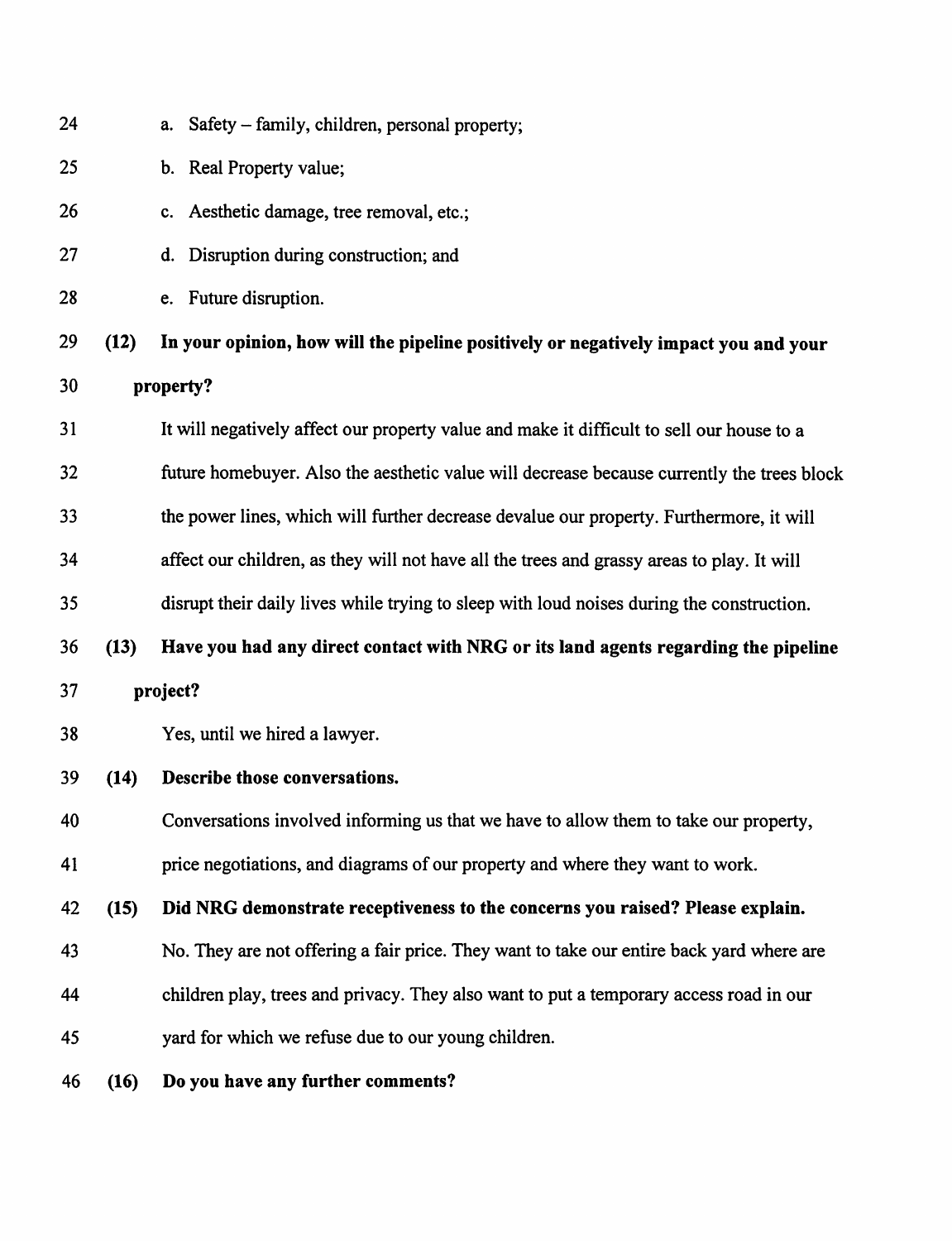a. Safety – family, children, personal property;

b. Real Property value;

c. Aesthetic damage, tree removal, etc.;

d. Disruption during construction; and

e. Future disruption.

**(12) In your opinion, how will the pipeline positively or negatively impact you and your property?**

It will negatively affect our property value and make it difficult to sell our house to a future homebuyer. Also the aesthetic value will decrease because currently the trees block the power lines, which will further decrease devalue our property. Furthermore, it will affect our children, as they will not have all the trees and grassy areas to play. It will disrupt their daily lives while trying to sleep with loud noises during the construction.

**(13) Have you had any direct contact with NRG or its land agents regarding the pipeline project?**

Yes, until we hired a lawyer.

**(14) Describe those conversations.**

Conversations involved informing us that we have to allow them to take our property, price negotiations, and diagrams of our property and where they want to work.

**(15) Did NRG demonstrate receptiveness to the concerns you raised? Please explain.**

No. They are not offering a fair price. They want to take our entire back yard where are children play, trees and privacy. They also want to put a temporary access road in our yard for which we refuse due to our young children.

**(16) Do you have any further comments?**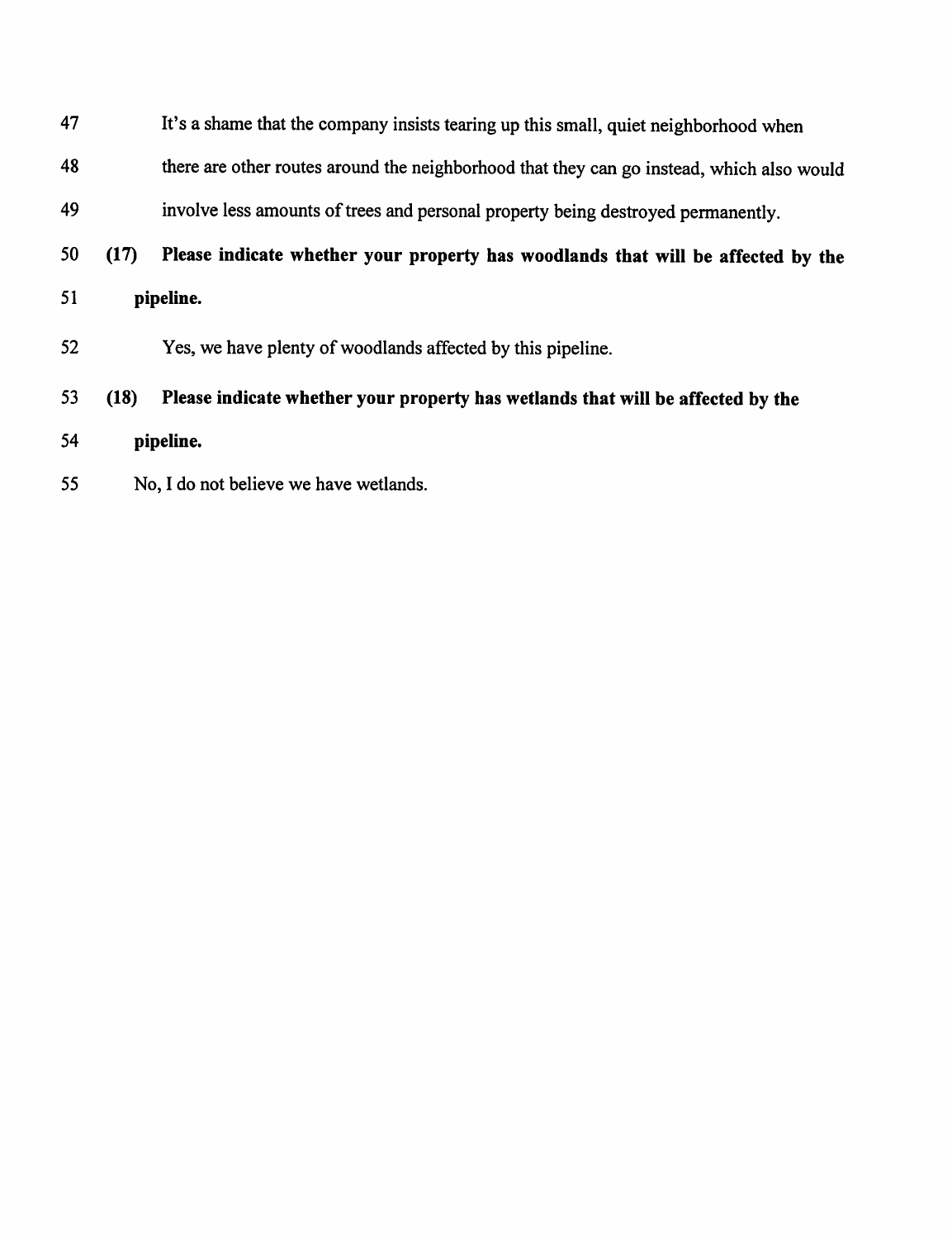It's a shame that the company insists tearing up this small, quiet neighborhood when there are other routes around the neighborhood that they can go instead, which also would involve less amounts of trees and personal property being destroyed permanently.

**(17) Please indicate whether your property has woodlands that will be affected by the pipeline.**

Yes, we have plenty of woodlands affected by this pipeline.

**(18) Please indicate whether your property has wetlands that will be affected by the pipeline.**

No, I do not believe we have wetlands.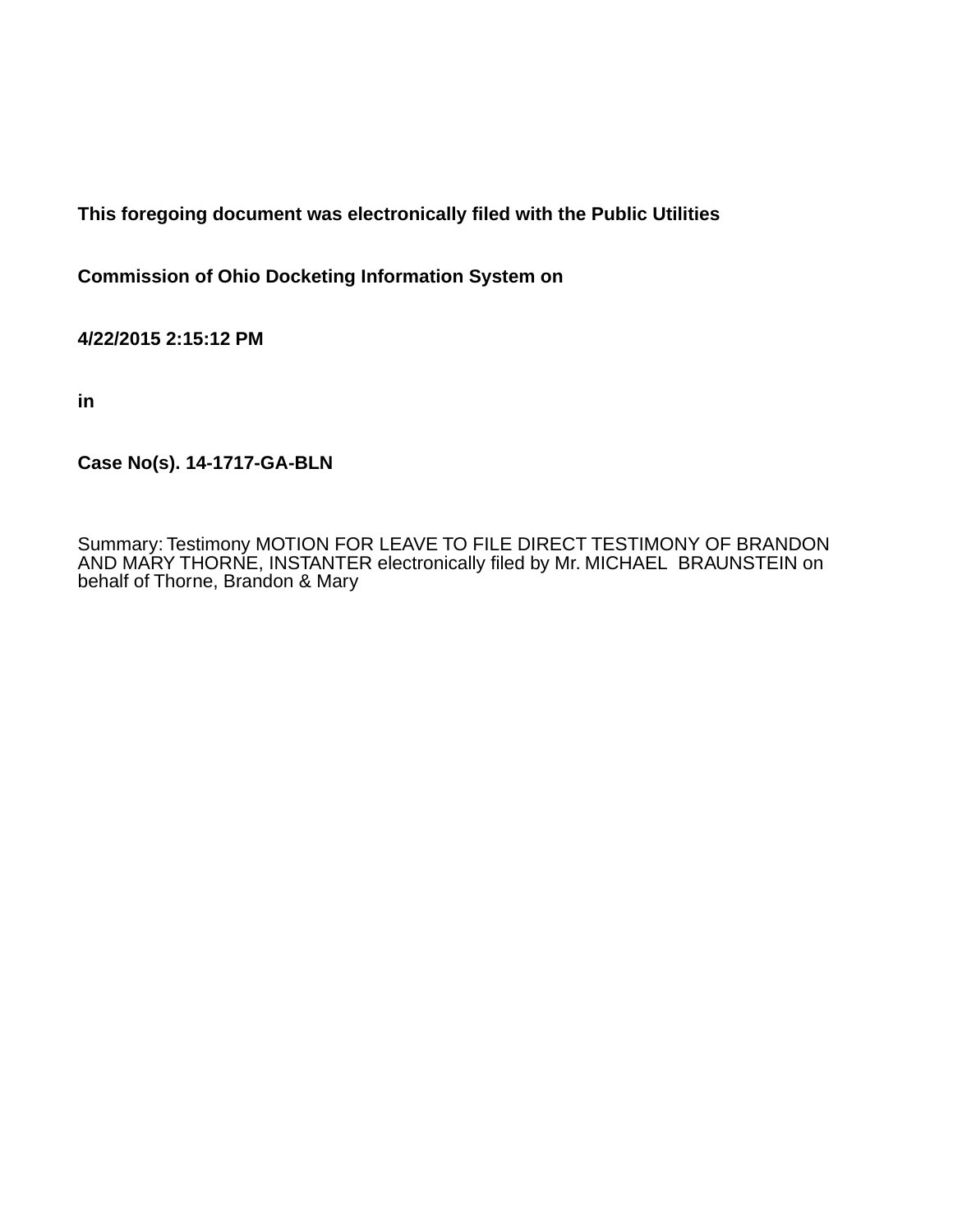**This foregoing document was electronically filed with the Public Utilities**

**Commission of Ohio Docketing Information System on**

**4/22/2015 2:15:12 PM**

**in**

**Case No(s). 14-1717-GA-BLN**

Summary: Testimony MOTION FOR LEAVE TO FILE DIRECT TESTIMONY OF BRANDON AND MARY THORNE, INSTANTER electronically filed by Mr. MICHAEL BRAUNSTEIN on behalf of Thorne, Brandon & Mary